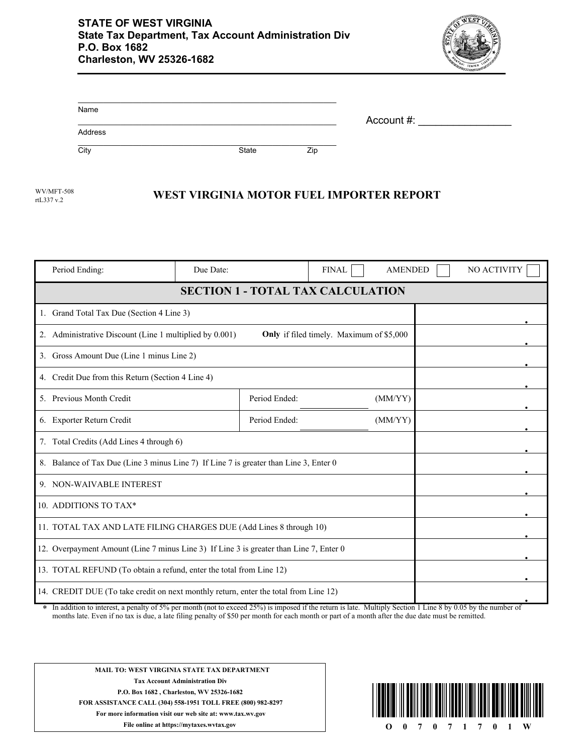**STATE OF WEST VIRGINIA**
**State Tax Department, Tax Account Administration Div**
**P.O. Box 1682**
**Charleston, WV 25326-1682**

Name ______________________________

Address ______________________________

City __________ State __________ Zip __________

Account #: ________________

WV/MFT-508
rtL337 v.2

# WEST VIRGINIA MOTOR FUEL IMPORTER REPORT

| Period Ending: | Due Date: | FINAL ☐ AMENDED ☐ NO ACTIVITY ☐ |
|---|---|---|

## SECTION 1 - TOTAL TAX CALCULATION

| Line | | Amount |
|---|---|---|
| 1. Grand Total Tax Due (Section 4 Line 3) | | . |
| 2. Administrative Discount (Line 1 multiplied by 0.001) | **Only** if filed timely. Maximum of $5,000 | . |
| 3. Gross Amount Due (Line 1 minus Line 2) | | . |
| 4. Credit Due from this Return (Section 4 Line 4) | | . |
| 5. Previous Month Credit | Period Ended: __________ (MM/YY) | . |
| 6. Exporter Return Credit | Period Ended: __________ (MM/YY) | . |
| 7. Total Credits (Add Lines 4 through 6) | | . |
| 8. Balance of Tax Due (Line 3 minus Line 7) If Line 7 is greater than Line 3, Enter 0 | | . |
| 9. NON-WAIVABLE INTEREST | | . |
| 10. ADDITIONS TO TAX* | | . |
| 11. TOTAL TAX AND LATE FILING CHARGES DUE (Add Lines 8 through 10) | | . |
| 12. Overpayment Amount (Line 7 minus Line 3) If Line 3 is greater than Line 7, Enter 0 | | . |
| 13. TOTAL REFUND (To obtain a refund, enter the total from Line 12) | | . |
| 14. CREDIT DUE (To take credit on next monthly return, enter the total from Line 12) | | . |

\* In addition to interest, a penalty of 5% per month (not to exceed 25%) is imposed if the return is late. Multiply Section 1 Line 8 by 0.05 by the number of months late. Even if no tax is due, a late filing penalty of $50 per month for each month or part of a month after the due date must be remitted.

**MAIL TO: WEST VIRGINIA STATE TAX DEPARTMENT**
**Tax Account Administration Div**
**P.O. Box 1682 , Charleston, WV 25326-1682**
**FOR ASSISTANCE CALL (304) 558-1951 TOLL FREE (800) 982-8297**
**For more information visit our web site at: www.tax.wv.gov**
**File online at https://mytaxes.wvtax.gov**

O 0 7 0 7 1 7 0 1 W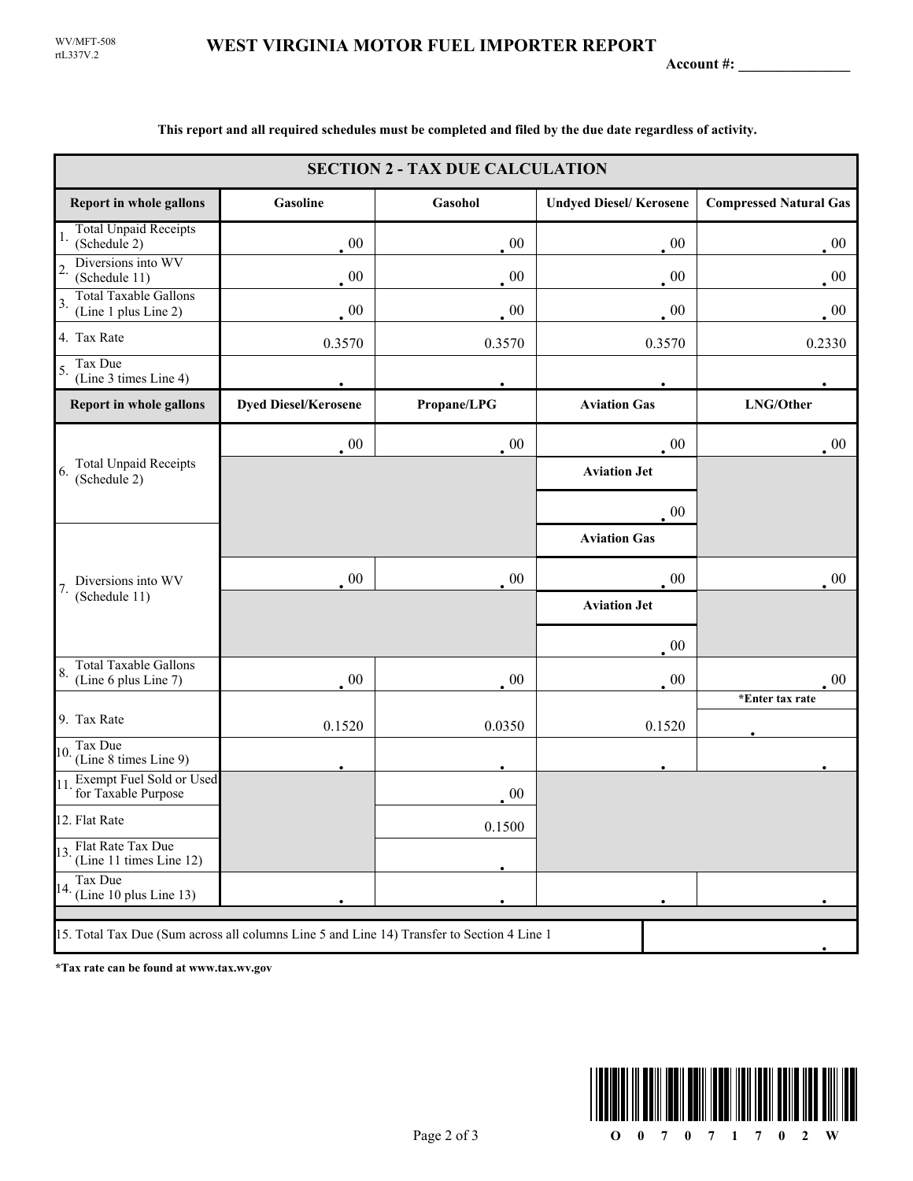WV/MFT-508
rtL337V.2

# WEST VIRGINIA MOTOR FUEL IMPORTER REPORT

**Account #:** _______________

**This report and all required schedules must be completed and filed by the due date regardless of activity.**

## SECTION 2 - TAX DUE CALCULATION

| Report in whole gallons | Gasoline | Gasohol | Undyed Diesel/ Kerosene | Compressed Natural Gas |
|---|---|---|---|---|
| 1. Total Unpaid Receipts (Schedule 2) | .00 | .00 | .00 | .00 |
| 2. Diversions into WV (Schedule 11) | .00 | .00 | .00 | .00 |
| 3. Total Taxable Gallons (Line 1 plus Line 2) | .00 | .00 | .00 | .00 |
| 4. Tax Rate | 0.3570 | 0.3570 | 0.3570 | 0.2330 |
| 5. Tax Due (Line 3 times Line 4) | . | . | . | . |

| Report in whole gallons | Dyed Diesel/Kerosene | Propane/LPG | Aviation Gas | LNG/Other |
|---|---|---|---|---|
| 6. Total Unpaid Receipts (Schedule 2) | .00 | .00 | .00 | .00 |
| | | | Aviation Jet .00 | |
| 7. Diversions into WV (Schedule 11) | .00 | .00 | Aviation Gas .00 | .00 |
| | | | Aviation Jet .00 | |
| 8. Total Taxable Gallons (Line 6 plus Line 7) | .00 | .00 | .00 | .00 |
| 9. Tax Rate | 0.1520 | 0.0350 | 0.1520 | *Enter tax rate . |
| 10. Tax Due (Line 8 times Line 9) | . | . | . | . |
| 11. Exempt Fuel Sold or Used for Taxable Purpose | | .00 | | |
| 12. Flat Rate | | 0.1500 | | |
| 13. Flat Rate Tax Due (Line 11 times Line 12) | | . | | |
| 14. Tax Due (Line 10 plus Line 13) | . | . | . | . |

| 15. Total Tax Due (Sum across all columns Line 5 and Line 14) Transfer to Section 4 Line 1 | . |
|---|---|

**\*Tax rate can be found at www.tax.wv.gov**

O 0 7 0 7 1 7 0 2 W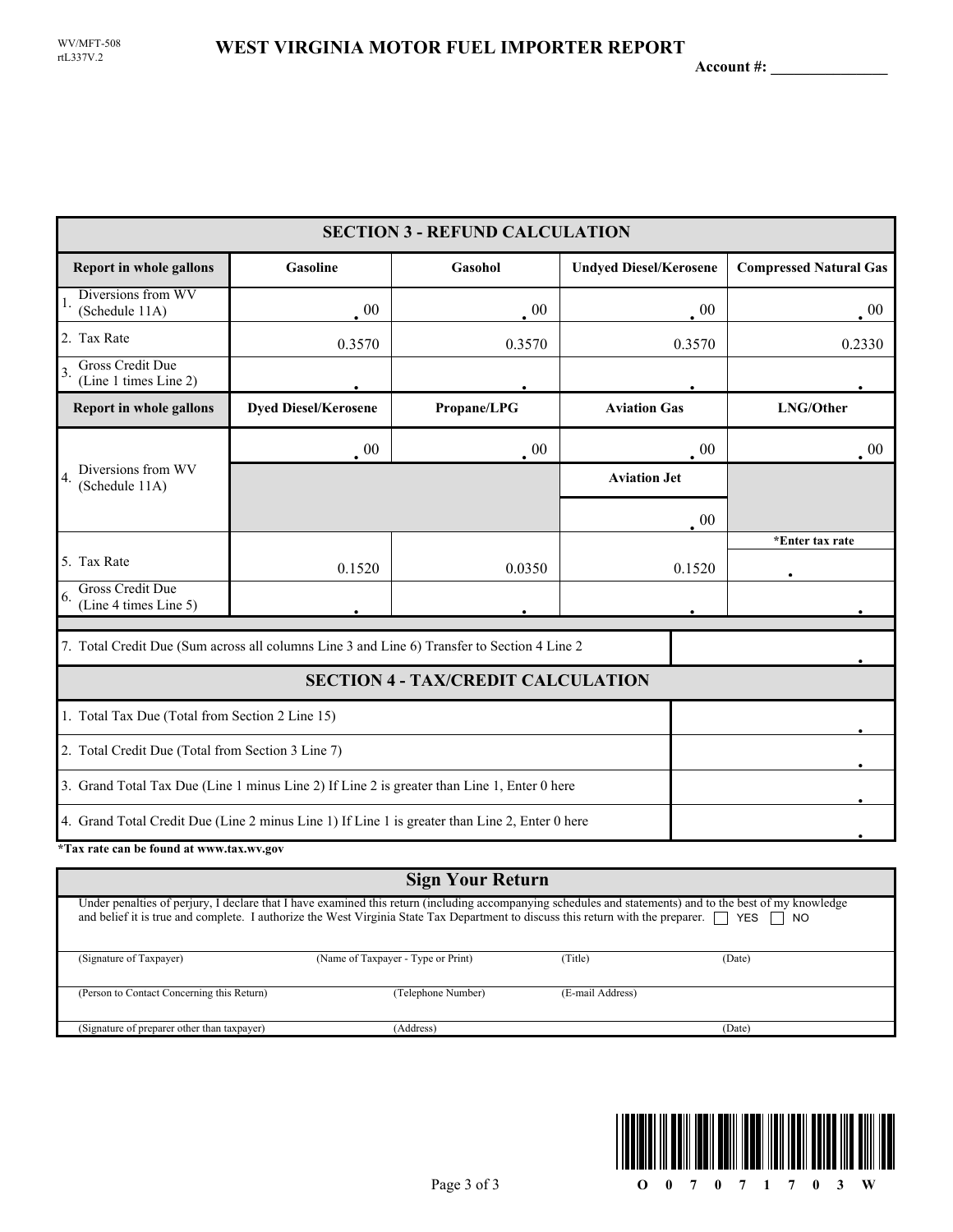WV/MFT-508
rtL337V.2

# WEST VIRGINIA MOTOR FUEL IMPORTER REPORT

**Account #:** _______________

## SECTION 3 - REFUND CALCULATION

| Report in whole gallons | Gasoline | Gasohol | Undyed Diesel/Kerosene | Compressed Natural Gas |
|---|---|---|---|---|
| 1. Diversions from WV (Schedule 11A) | . 00 | . 00 | . 00 | . 00 |
| 2. Tax Rate | 0.3570 | 0.3570 | 0.3570 | 0.2330 |
| 3. Gross Credit Due (Line 1 times Line 2) | . | . | . | . |
| **Report in whole gallons** | **Dyed Diesel/Kerosene** | **Propane/LPG** | **Aviation Gas** | **LNG/Other** |
| 4. Diversions from WV (Schedule 11A) | . 00 | . 00 | . 00 | . 00 |
| | | | **Aviation Jet** | |
| | | | . 00 | |
| 5. Tax Rate | 0.1520 | 0.0350 | 0.1520 | *Enter tax rate . |
| 6. Gross Credit Due (Line 4 times Line 5) | . | . | . | . |

| | |
|---|---|
| 7. Total Credit Due (Sum across all columns Line 3 and Line 6) Transfer to Section 4 Line 2 | . |

## SECTION 4 - TAX/CREDIT CALCULATION

| | |
|---|---|
| 1. Total Tax Due (Total from Section 2 Line 15) | . |
| 2. Total Credit Due (Total from Section 3 Line 7) | . |
| 3. Grand Total Tax Due (Line 1 minus Line 2) If Line 2 is greater than Line 1, Enter 0 here | . |
| 4. Grand Total Credit Due (Line 2 minus Line 1) If Line 1 is greater than Line 2, Enter 0 here | . |

*Tax rate can be found at www.tax.wv.gov

## Sign Your Return

Under penalties of perjury, I declare that I have examined this return (including accompanying schedules and statements) and to the best of my knowledge and belief it is true and complete. I authorize the West Virginia State Tax Department to discuss this return with the preparer. ☐ YES ☐ NO

(Signature of Taxpayer) (Name of Taxpayer - Type or Print) (Title) (Date)

(Person to Contact Concerning this Return) (Telephone Number) (E-mail Address)

(Signature of preparer other than taxpayer) (Address) (Date)

O 0 7 0 7 1 7 0 3 W